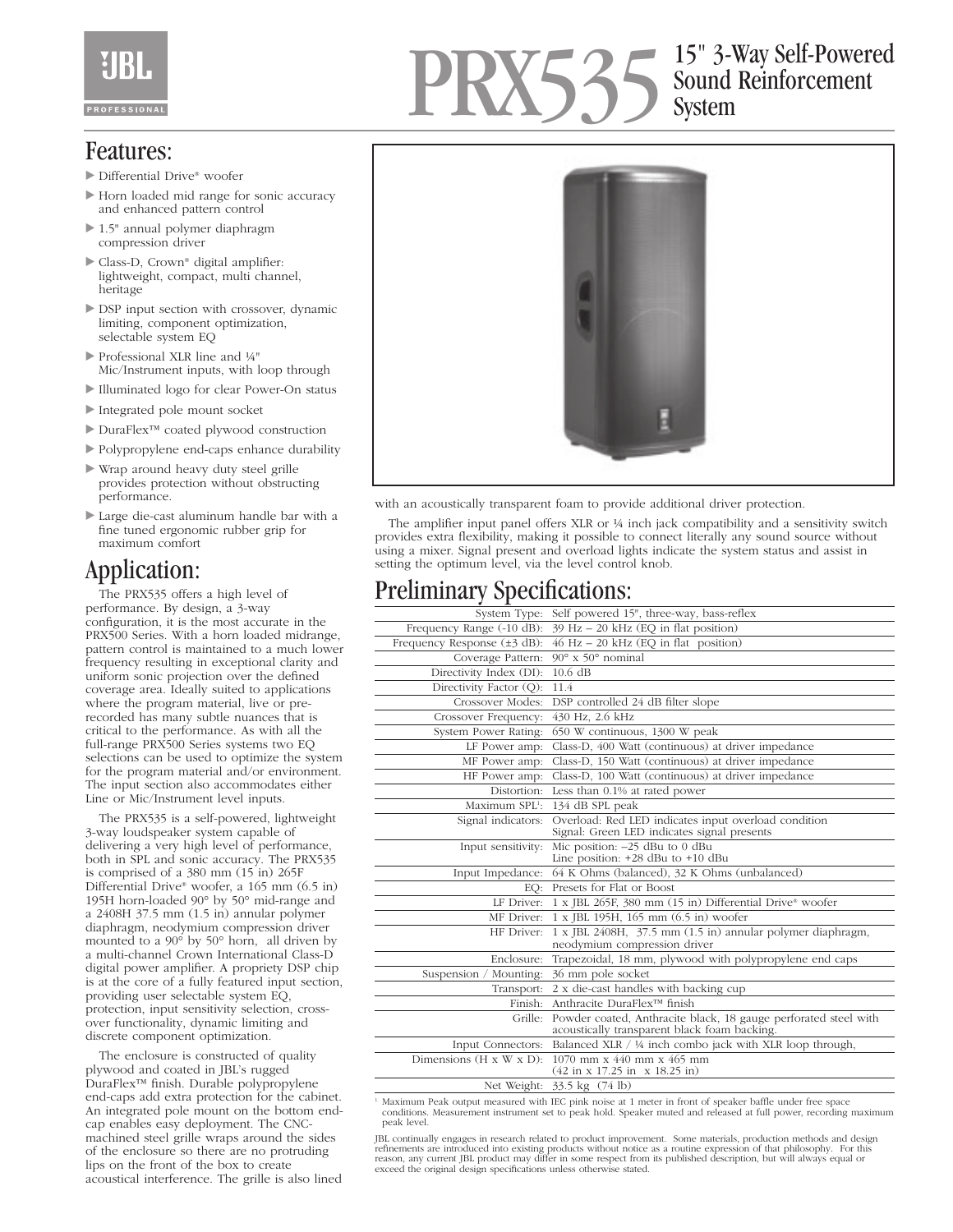# PRX535 15" 3-Way Self-Powered Sound Reinforcement System

JBL PROFESSIONAL

## Features:

- Differential Drive® woofer
- Horn loaded mid range for sonic accuracy and enhanced pattern control
- 1.5" annual polymer diaphragm compression driver
- Class-D, Crown® digital amplifier: lightweight, compact, multi channel, heritage
- DSP input section with crossover, dynamic limiting, component optimization, selectable system EQ
- Professional XLR line and ¼" Mic/Instrument inputs, with loop through
- Illuminated logo for clear Power-On status
- Integrated pole mount socket
- DuraFlex™ coated plywood construction
- Polypropylene end-caps enhance durability
- Wrap around heavy duty steel grille provides protection without obstructing performance.
- Large die-cast aluminum handle bar with a fine tuned ergonomic rubber grip for maximum comfort

## Application:

The PRX535 offers a high level of performance. By design, a 3-way configuration, it is the most accurate in the PRX500 Series. With a horn loaded midrange, pattern control is maintained to a much lower frequency resulting in exceptional clarity and uniform sonic projection over the defined coverage area. Ideally suited to applications where the program material, live or pre-recorded has many subtle nuances that is critical to the performance. As with all the full-range PRX500 Series systems two EQ selections can be used to optimize the system for the program material and/or environment. The input section also accommodates either Line or Mic/Instrument level inputs.

The PRX535 is a self-powered, lightweight 3-way loudspeaker system capable of delivering a very high level of performance, both in SPL and sonic accuracy. The PRX535 is comprised of a 380 mm (15 in) 265F Differential Drive® woofer, a 165 mm (6.5 in) 195H horn-loaded 90° by 50° mid-range and a 2408H 37.5 mm (1.5 in) annular polymer diaphragm, neodymium compression driver mounted to a 90° by 50° horn, all driven by a multi-channel Crown International Class-D digital power amplifier. A propriety DSP chip is at the core of a fully featured input section, providing user selectable system EQ, protection, input sensitivity selection, cross-over functionality, dynamic limiting and discrete component optimization.

The enclosure is constructed of quality plywood and coated in JBL's rugged DuraFlex™ finish. Durable polypropylene end-caps add extra protection for the cabinet. An integrated pole mount on the bottom end-cap enables easy deployment. The CNC-machined steel grille wraps around the sides of the enclosure so there are no protruding lips on the front of the box to create acoustical interference. The grille is also lined with an acoustically transparent foam to provide additional driver protection.

The amplifier input panel offers XLR or ¼ inch jack compatibility and a sensitivity switch provides extra flexibility, making it possible to connect literally any sound source without using a mixer. Signal present and overload lights indicate the system status and assist in setting the optimum level, via the level control knob.

## Preliminary Specifications:

| | |
|---|---|
| System Type: | Self powered 15", three-way, bass-reflex |
| Frequency Range (-10 dB): | 39 Hz – 20 kHz (EQ in flat position) |
| Frequency Response (±3 dB): | 46 Hz – 20 kHz (EQ in flat position) |
| Coverage Pattern: | 90° x 50° nominal |
| Directivity Index (DI): | 10.6 dB |
| Directivity Factor (Q): | 11.4 |
| Crossover Modes: | DSP controlled 24 dB filter slope |
| Crossover Frequency: | 430 Hz, 2.6 kHz |
| System Power Rating: | 650 W continuous, 1300 W peak |
| LF Power amp: | Class-D, 400 Watt (continuous) at driver impedance |
| MF Power amp: | Class-D, 150 Watt (continuous) at driver impedance |
| HF Power amp: | Class-D, 100 Watt (continuous) at driver impedance |
| Distortion: | Less than 0.1% at rated power |
| Maximum SPL[1]: | 134 dB SPL peak |
| Signal indicators: | Overload: Red LED indicates input overload condition<br>Signal: Green LED indicates signal presents |
| Input sensitivity: | Mic position: –25 dBu to 0 dBu<br>Line position: +28 dBu to +10 dBu |
| Input Impedance: | 64 K Ohms (balanced), 32 K Ohms (unbalanced) |
| EQ: | Presets for Flat or Boost |
| LF Driver: | 1 x JBL 265F, 380 mm (15 in) Differential Drive® woofer |
| MF Driver: | 1 x JBL 195H, 165 mm (6.5 in) woofer |
| HF Driver: | 1 x JBL 2408H, 37.5 mm (1.5 in) annular polymer diaphragm, neodymium compression driver |
| Enclosure: | Trapezoidal, 18 mm, plywood with polypropylene end caps |
| Suspension / Mounting: | 36 mm pole socket |
| Transport: | 2 x die-cast handles with backing cup |
| Finish: | Anthracite DuraFlex™ finish |
| Grille: | Powder coated, Anthracite black, 18 gauge perforated steel with acoustically transparent black foam backing. |
| Input Connectors: | Balanced XLR / ¼ inch combo jack with XLR loop through, |
| Dimensions (H x W x D): | 1070 mm x 440 mm x 465 mm<br>(42 in x 17.25 in x 18.25 in) |
| Net Weight: | 33.5 kg (74 lb) |

[1] Maximum Peak output measured with IEC pink noise at 1 meter in front of speaker baffle under free space conditions. Measurement instrument set to peak hold. Speaker muted and released at full power, recording maximum peak level.

JBL continually engages in research related to product improvement. Some materials, production methods and design refinements are introduced into existing products without notice as a routine expression of that philosophy. For this reason, any current JBL product may differ in some respect from its published description, but will always equal or exceed the original design specifications unless otherwise stated.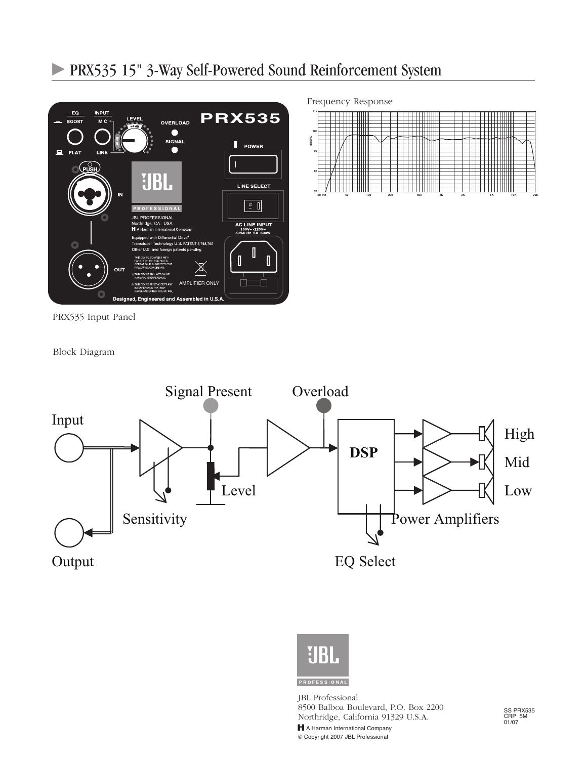# PRX535 15" 3-Way Self-Powered Sound Reinforcement System

EQ
BOOST
FLAT
INPUT
MIC
LINE
LEVEL
+4 dB
OVERLOAD
SIGNAL
PRX535
POWER
PUSH
IN
JBL
PROFESSIONAL
JBL PROFESSIONAL
Northridge, CA, USA
A Harman International Company
Equipped with Differential Drive®
Transducer Technology U.S. PATENT 5,748,760
Other U.S. and foreign patents pending
THE DEVICE COMPLIES WITH PART 15 OF THE FCC RULES, OPERATION IS SUBJECT TO THE FOLLOWING CONDITIONS:
1) THE DEVICE MAY NOT CAUSE HARMFUL INTERFERENCE.
2) THE DEVICE MUST ACCEPT ANY INTERFERENCE THAT MAY CAUSE UNDESIRED OPERATION.
OUT
AMPLIFIER ONLY
LINE SELECT
115
AC LINE INPUT
100V~ -220V~
50/60 Hz 5A 600W
Designed, Engineered and Assembled in U.S.A.

PRX535 Input Panel

Frequency Response

110
100
90
80
70
dBSPL
20 Hz
50
100
200
500
1K
2K
5K
10K
20K

Block Diagram

Input
Output
Sensitivity
Signal Present
Level
Overload
DSP
EQ Select
Power Amplifiers
High
Mid
Low

JBL
PROFESSIONAL

JBL Professional
8500 Balboa Boulevard, P.O. Box 2200
Northridge, California 91329 U.S.A.
A Harman International Company
© Copyright 2007 JBL Professional

SS PRX535
CRP 5M
01/07